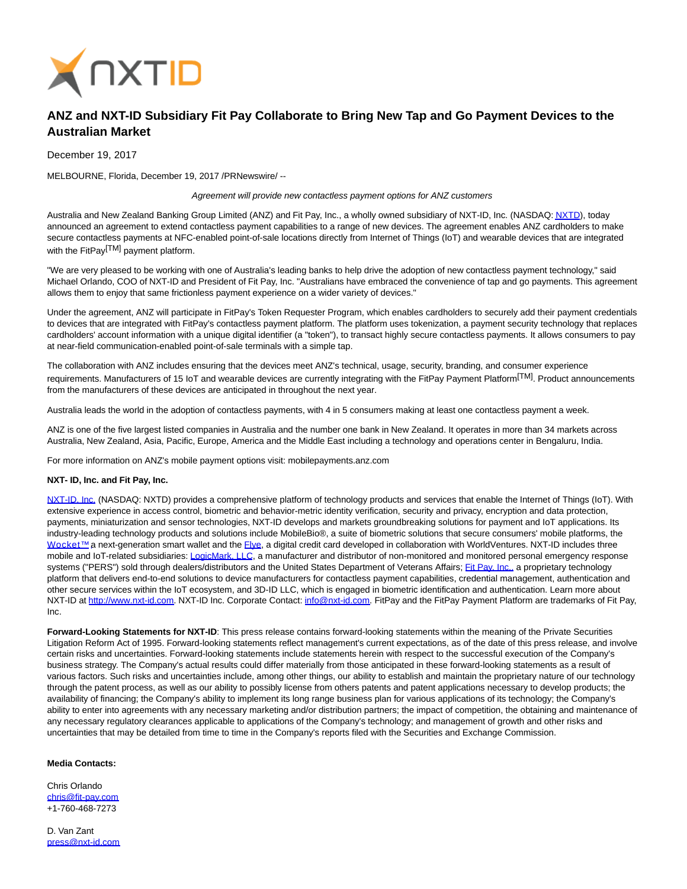# ANZ and NXT-ID Subsidiary Fit Pay Collaborate to Bring New Tap and Go Payment Devices to the Australian Market

December 19, 2017

MELBOURNE, Florida, December 19, 2017 /PRNewswire/ --

*Agreement will provide new contactless payment options for ANZ customers*

Australia and New Zealand Banking Group Limited (ANZ) and Fit Pay, Inc., a wholly owned subsidiary of NXT-ID, Inc. (NASDAQ: NXTD), today announced an agreement to extend contactless payment capabilities to a range of new devices. The agreement enables ANZ cardholders to make secure contactless payments at NFC-enabled point-of-sale locations directly from Internet of Things (IoT) and wearable devices that are integrated with the FitPay[TM] payment platform.

"We are very pleased to be working with one of Australia's leading banks to help drive the adoption of new contactless payment technology," said Michael Orlando, COO of NXT-ID and President of Fit Pay, Inc. "Australians have embraced the convenience of tap and go payments. This agreement allows them to enjoy that same frictionless payment experience on a wider variety of devices."

Under the agreement, ANZ will participate in FitPay's Token Requester Program, which enables cardholders to securely add their payment credentials to devices that are integrated with FitPay's contactless payment platform. The platform uses tokenization, a payment security technology that replaces cardholders' account information with a unique digital identifier (a "token"), to transact highly secure contactless payments. It allows consumers to pay at near-field communication-enabled point-of-sale terminals with a simple tap.

The collaboration with ANZ includes ensuring that the devices meet ANZ's technical, usage, security, branding, and consumer experience requirements. Manufacturers of 15 IoT and wearable devices are currently integrating with the FitPay Payment Platform[TM]. Product announcements from the manufacturers of these devices are anticipated in throughout the next year.

Australia leads the world in the adoption of contactless payments, with 4 in 5 consumers making at least one contactless payment a week.

ANZ is one of the five largest listed companies in Australia and the number one bank in New Zealand. It operates in more than 34 markets across Australia, New Zealand, Asia, Pacific, Europe, America and the Middle East including a technology and operations center in Bengaluru, India.

For more information on ANZ's mobile payment options visit: mobilepayments.anz.com

**NXT- ID, Inc. and Fit Pay, Inc.**

NXT-ID, Inc. (NASDAQ: NXTD) provides a comprehensive platform of technology products and services that enable the Internet of Things (IoT). With extensive experience in access control, biometric and behavior-metric identity verification, security and privacy, encryption and data protection, payments, miniaturization and sensor technologies, NXT-ID develops and markets groundbreaking solutions for payment and IoT applications. Its industry-leading technology products and solutions include MobileBio®, a suite of biometric solutions that secure consumers' mobile platforms, the Wocket™ a next-generation smart wallet and the Flye, a digital credit card developed in collaboration with WorldVentures. NXT-ID includes three mobile and IoT-related subsidiaries: LogicMark, LLC, a manufacturer and distributor of non-monitored and monitored personal emergency response systems ("PERS") sold through dealers/distributors and the United States Department of Veterans Affairs; Fit Pay, Inc., a proprietary technology platform that delivers end-to-end solutions to device manufacturers for contactless payment capabilities, credential management, authentication and other secure services within the IoT ecosystem, and 3D-ID LLC, which is engaged in biometric identification and authentication. Learn more about NXT-ID at http://www.nxt-id.com. NXT-ID Inc. Corporate Contact: info@nxt-id.com. FitPay and the FitPay Payment Platform are trademarks of Fit Pay, Inc.

**Forward-Looking Statements for NXT-ID**: This press release contains forward-looking statements within the meaning of the Private Securities Litigation Reform Act of 1995. Forward-looking statements reflect management's current expectations, as of the date of this press release, and involve certain risks and uncertainties. Forward-looking statements include statements herein with respect to the successful execution of the Company's business strategy. The Company's actual results could differ materially from those anticipated in these forward-looking statements as a result of various factors. Such risks and uncertainties include, among other things, our ability to establish and maintain the proprietary nature of our technology through the patent process, as well as our ability to possibly license from others patents and patent applications necessary to develop products; the availability of financing; the Company's ability to implement its long range business plan for various applications of its technology; the Company's ability to enter into agreements with any necessary marketing and/or distribution partners; the impact of competition, the obtaining and maintenance of any necessary regulatory clearances applicable to applications of the Company's technology; and management of growth and other risks and uncertainties that may be detailed from time to time in the Company's reports filed with the Securities and Exchange Commission.

**Media Contacts:**

Chris Orlando
chris@fit-pay.com
+1-760-468-7273

D. Van Zant
press@nxt-id.com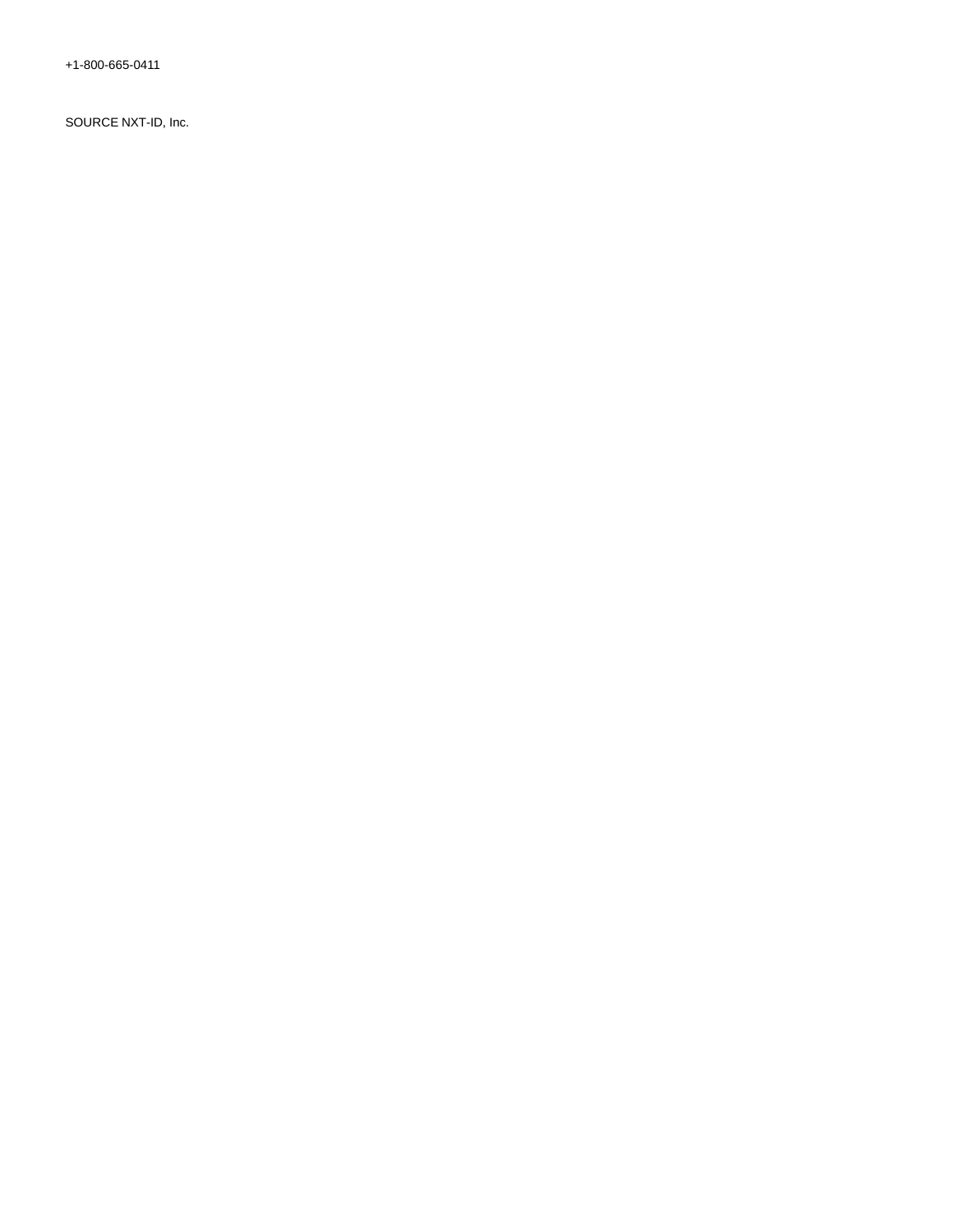+1-800-665-0411

SOURCE NXT-ID, Inc.